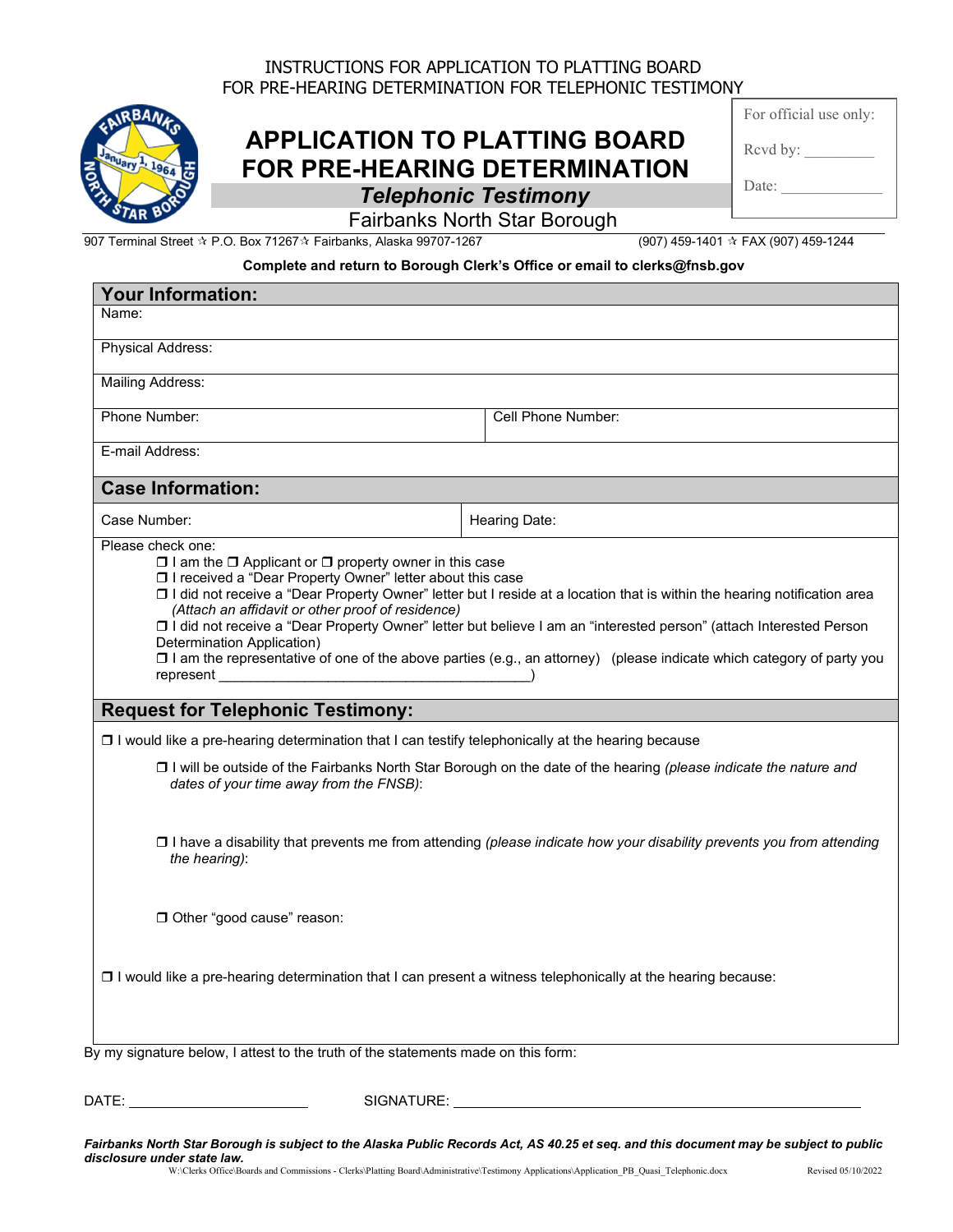INSTRUCTIONS FOR APPLICATION TO PLATTING BOARD
FOR PRE-HEARING DETERMINATION FOR TELEPHONIC TESTIMONY

# APPLICATION TO PLATTING BOARD FOR PRE-HEARING DETERMINATION

## *Telephonic Testimony*

Fairbanks North Star Borough

907 Terminal Street ☆ P.O. Box 71267 ☆ Fairbanks, Alaska 99707-1267 (907) 459-1401 ☆ FAX (907) 459-1244

For official use only:

Rcvd by: _________

Date: _____________

**Complete and return to Borough Clerk's Office or email to clerks@fnsb.gov**

## Your Information:

| Name: | |
|---|---|
| Physical Address: | |
| Mailing Address: | |
| Phone Number: | Cell Phone Number: |
| E-mail Address: | |

## Case Information:

| Case Number: | Hearing Date: |
|---|---|

Please check one:

- ❒ I am the ❒ Applicant or ❒ property owner in this case
- ❒ I received a "Dear Property Owner" letter about this case
- ❒ I did not receive a "Dear Property Owner" letter but I reside at a location that is within the hearing notification area *(Attach an affidavit or other proof of residence)*
- ❒ I did not receive a "Dear Property Owner" letter but believe I am an "interested person" (attach Interested Person Determination Application)
- ❒ I am the representative of one of the above parties (e.g., an attorney) (please indicate which category of party you represent _________________________________________)

## Request for Telephonic Testimony:

❒ I would like a pre-hearing determination that I can testify telephonically at the hearing because

- ❒ I will be outside of the Fairbanks North Star Borough on the date of the hearing *(please indicate the nature and dates of your time away from the FNSB)*:

- ❒ I have a disability that prevents me from attending *(please indicate how your disability prevents you from attending the hearing)*:

- ❒ Other "good cause" reason:

❒ I would like a pre-hearing determination that I can present a witness telephonically at the hearing because:

By my signature below, I attest to the truth of the statements made on this form:

DATE: ______________________ SIGNATURE: _____________________________________________

***Fairbanks North Star Borough is subject to the Alaska Public Records Act, AS 40.25 et seq. and this document may be subject to public disclosure under state law.***

W:\Clerks Office\Boards and Commissions - Clerks\Platting Board\Administrative\Testimony Applications\Application_PB_Quasi_Telephonic.docx Revised 05/10/2022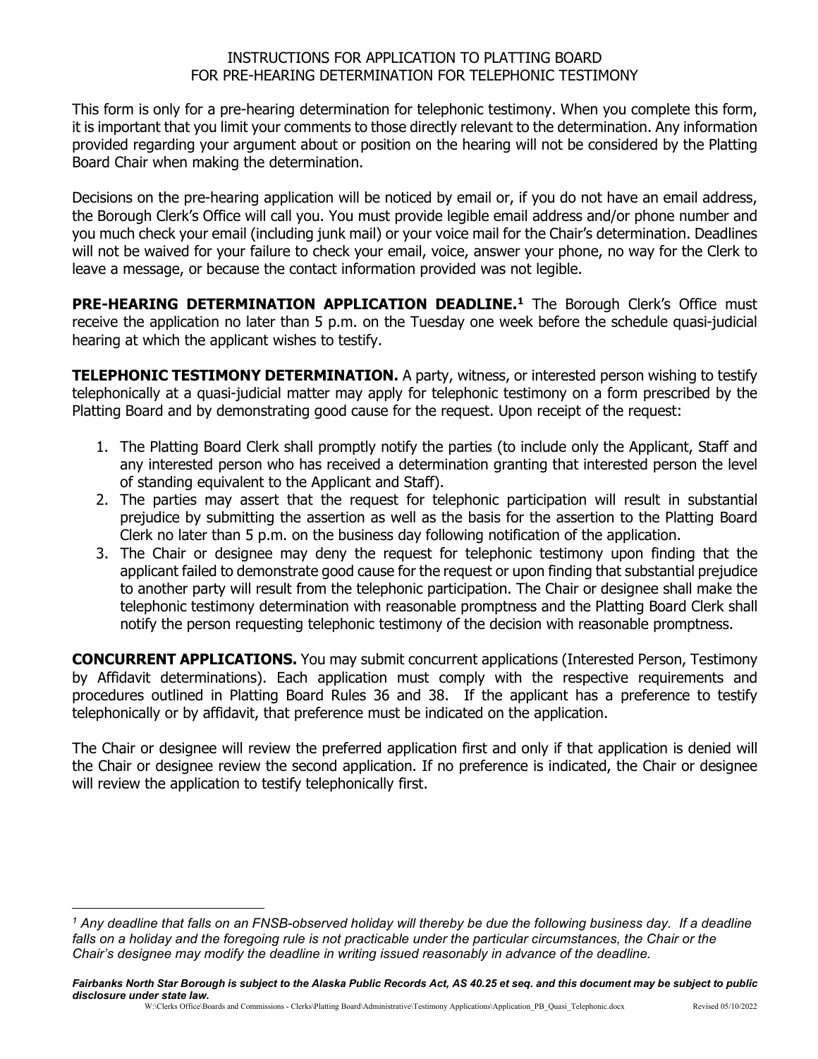# INSTRUCTIONS FOR APPLICATION TO PLATTING BOARD FOR PRE-HEARING DETERMINATION FOR TELEPHONIC TESTIMONY

This form is only for a pre-hearing determination for telephonic testimony. When you complete this form, it is important that you limit your comments to those directly relevant to the determination. Any information provided regarding your argument about or position on the hearing will not be considered by the Platting Board Chair when making the determination.

Decisions on the pre-hearing application will be noticed by email or, if you do not have an email address, the Borough Clerk's Office will call you. You must provide legible email address and/or phone number and you much check your email (including junk mail) or your voice mail for the Chair's determination. Deadlines will not be waived for your failure to check your email, voice, answer your phone, no way for the Clerk to leave a message, or because the contact information provided was not legible.

**PRE-HEARING DETERMINATION APPLICATION DEADLINE.[1]** The Borough Clerk's Office must receive the application no later than 5 p.m. on the Tuesday one week before the schedule quasi-judicial hearing at which the applicant wishes to testify.

**TELEPHONIC TESTIMONY DETERMINATION.** A party, witness, or interested person wishing to testify telephonically at a quasi-judicial matter may apply for telephonic testimony on a form prescribed by the Platting Board and by demonstrating good cause for the request. Upon receipt of the request:

1. The Platting Board Clerk shall promptly notify the parties (to include only the Applicant, Staff and any interested person who has received a determination granting that interested person the level of standing equivalent to the Applicant and Staff).
2. The parties may assert that the request for telephonic participation will result in substantial prejudice by submitting the assertion as well as the basis for the assertion to the Platting Board Clerk no later than 5 p.m. on the business day following notification of the application.
3. The Chair or designee may deny the request for telephonic testimony upon finding that the applicant failed to demonstrate good cause for the request or upon finding that substantial prejudice to another party will result from the telephonic participation. The Chair or designee shall make the telephonic testimony determination with reasonable promptness and the Platting Board Clerk shall notify the person requesting telephonic testimony of the decision with reasonable promptness.

**CONCURRENT APPLICATIONS.** You may submit concurrent applications (Interested Person, Testimony by Affidavit determinations). Each application must comply with the respective requirements and procedures outlined in Platting Board Rules 36 and 38. If the applicant has a preference to testify telephonically or by affidavit, that preference must be indicated on the application.

The Chair or designee will review the preferred application first and only if that application is denied will the Chair or designee review the second application. If no preference is indicated, the Chair or designee will review the application to testify telephonically first.

---

*[1] Any deadline that falls on an FNSB-observed holiday will thereby be due the following business day. If a deadline falls on a holiday and the foregoing rule is not practicable under the particular circumstances, the Chair or the Chair's designee may modify the deadline in writing issued reasonably in advance of the deadline.*

***Fairbanks North Star Borough is subject to the Alaska Public Records Act, AS 40.25 et seq. and this document may be subject to public disclosure under state law.***

W:\Clerks Office\Boards and Commissions - Clerks\Platting Board\Administrative\Testimony Applications\Application_PB_Quasi_Telephonic.docx Revised 05/10/2022